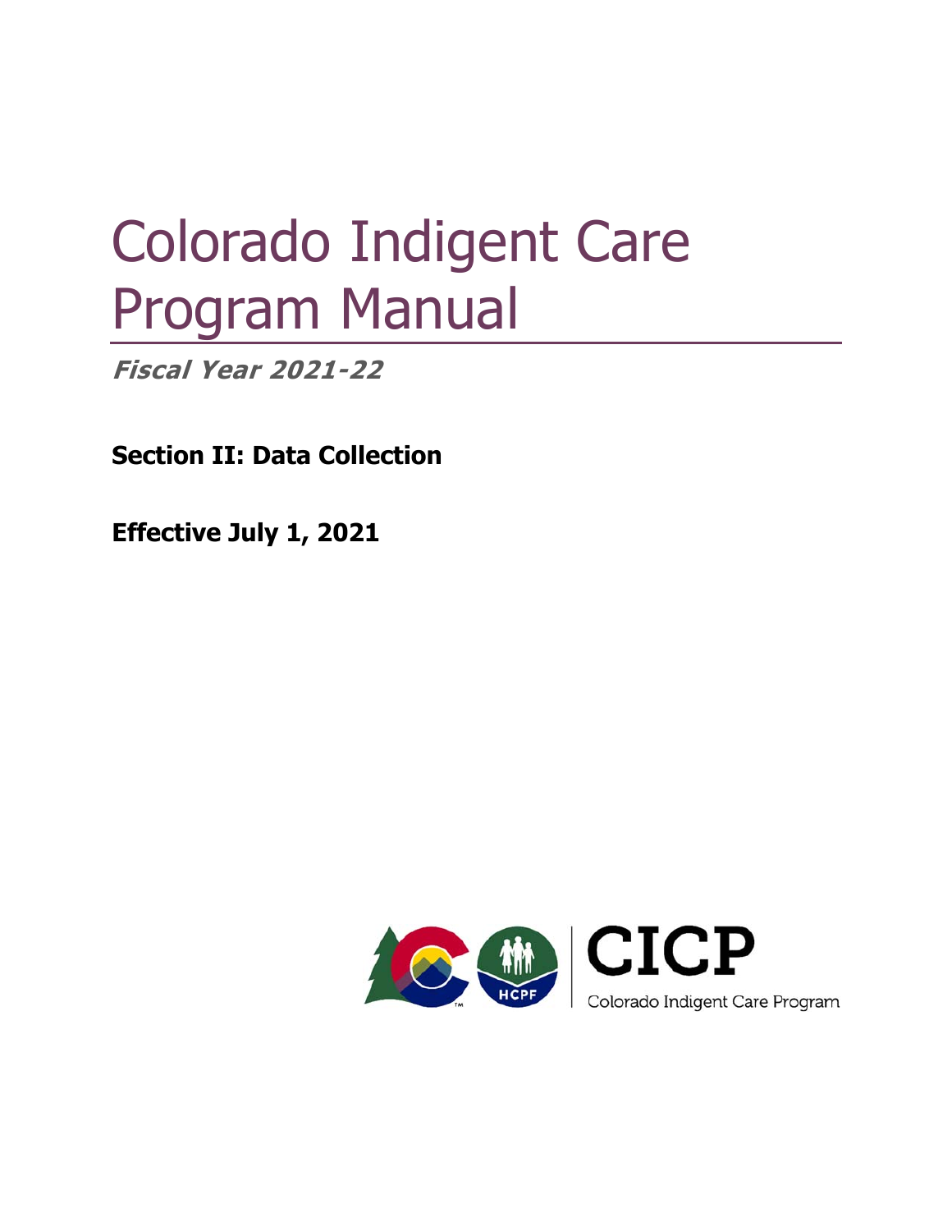# Colorado Indigent Care Program Manual

***Fiscal Year 2021-22***

**Section II: Data Collection**

**Effective July 1, 2021**

CICP

Colorado Indigent Care Program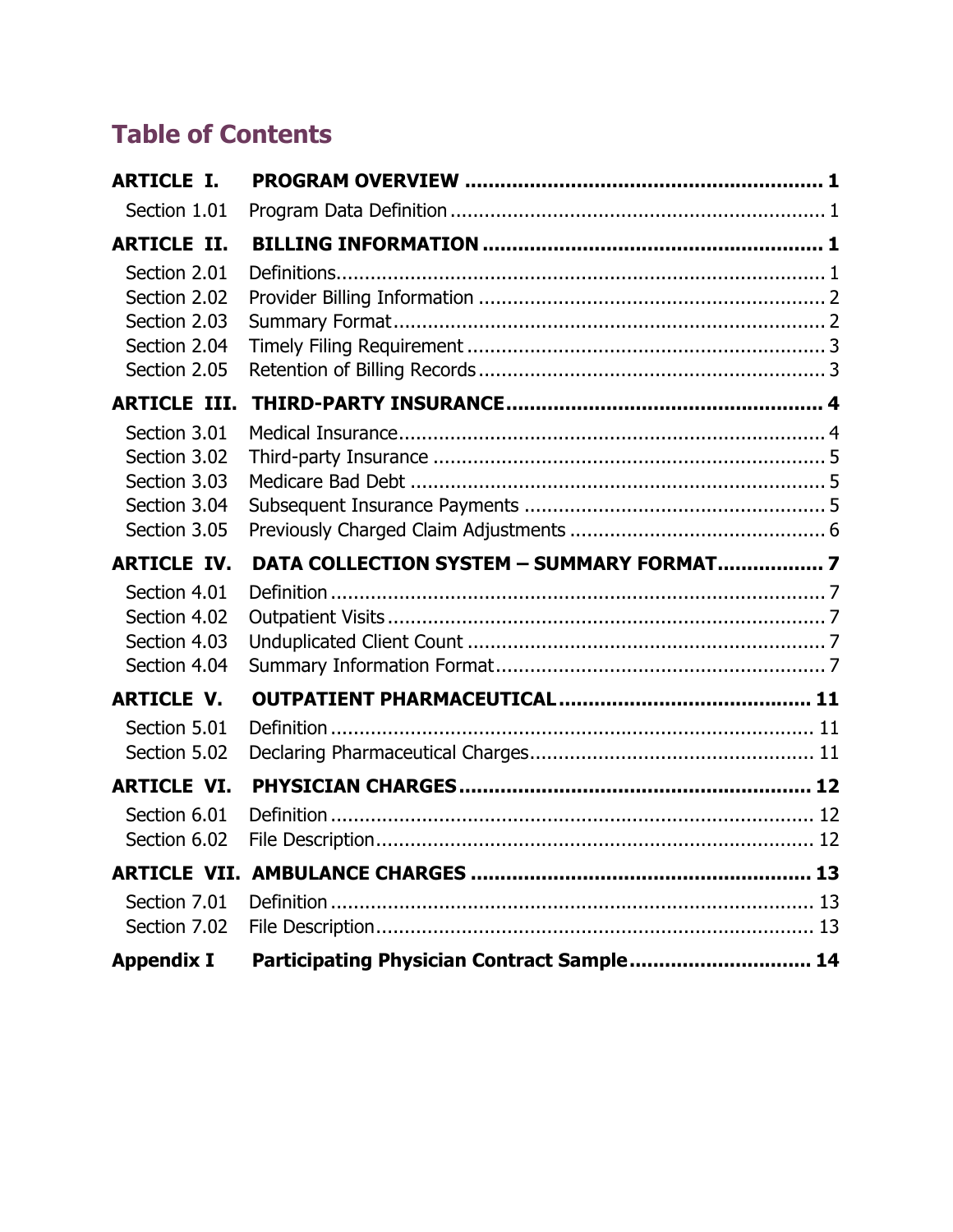# Table of Contents

| | | |
|---|---|---|
| **ARTICLE I.** | **PROGRAM OVERVIEW** | **1** |
| Section 1.01 | Program Data Definition | 1 |
| **ARTICLE II.** | **BILLING INFORMATION** | **1** |
| Section 2.01 | Definitions | 1 |
| Section 2.02 | Provider Billing Information | 2 |
| Section 2.03 | Summary Format | 2 |
| Section 2.04 | Timely Filing Requirement | 3 |
| Section 2.05 | Retention of Billing Records | 3 |
| **ARTICLE III.** | **THIRD-PARTY INSURANCE** | **4** |
| Section 3.01 | Medical Insurance | 4 |
| Section 3.02 | Third-party Insurance | 5 |
| Section 3.03 | Medicare Bad Debt | 5 |
| Section 3.04 | Subsequent Insurance Payments | 5 |
| Section 3.05 | Previously Charged Claim Adjustments | 6 |
| **ARTICLE IV.** | **DATA COLLECTION SYSTEM – SUMMARY FORMAT** | **7** |
| Section 4.01 | Definition | 7 |
| Section 4.02 | Outpatient Visits | 7 |
| Section 4.03 | Unduplicated Client Count | 7 |
| Section 4.04 | Summary Information Format | 7 |
| **ARTICLE V.** | **OUTPATIENT PHARMACEUTICAL** | **11** |
| Section 5.01 | Definition | 11 |
| Section 5.02 | Declaring Pharmaceutical Charges | 11 |
| **ARTICLE VI.** | **PHYSICIAN CHARGES** | **12** |
| Section 6.01 | Definition | 12 |
| Section 6.02 | File Description | 12 |
| **ARTICLE VII.** | **AMBULANCE CHARGES** | **13** |
| Section 7.01 | Definition | 13 |
| Section 7.02 | File Description | 13 |
| **Appendix I** | **Participating Physician Contract Sample** | **14** |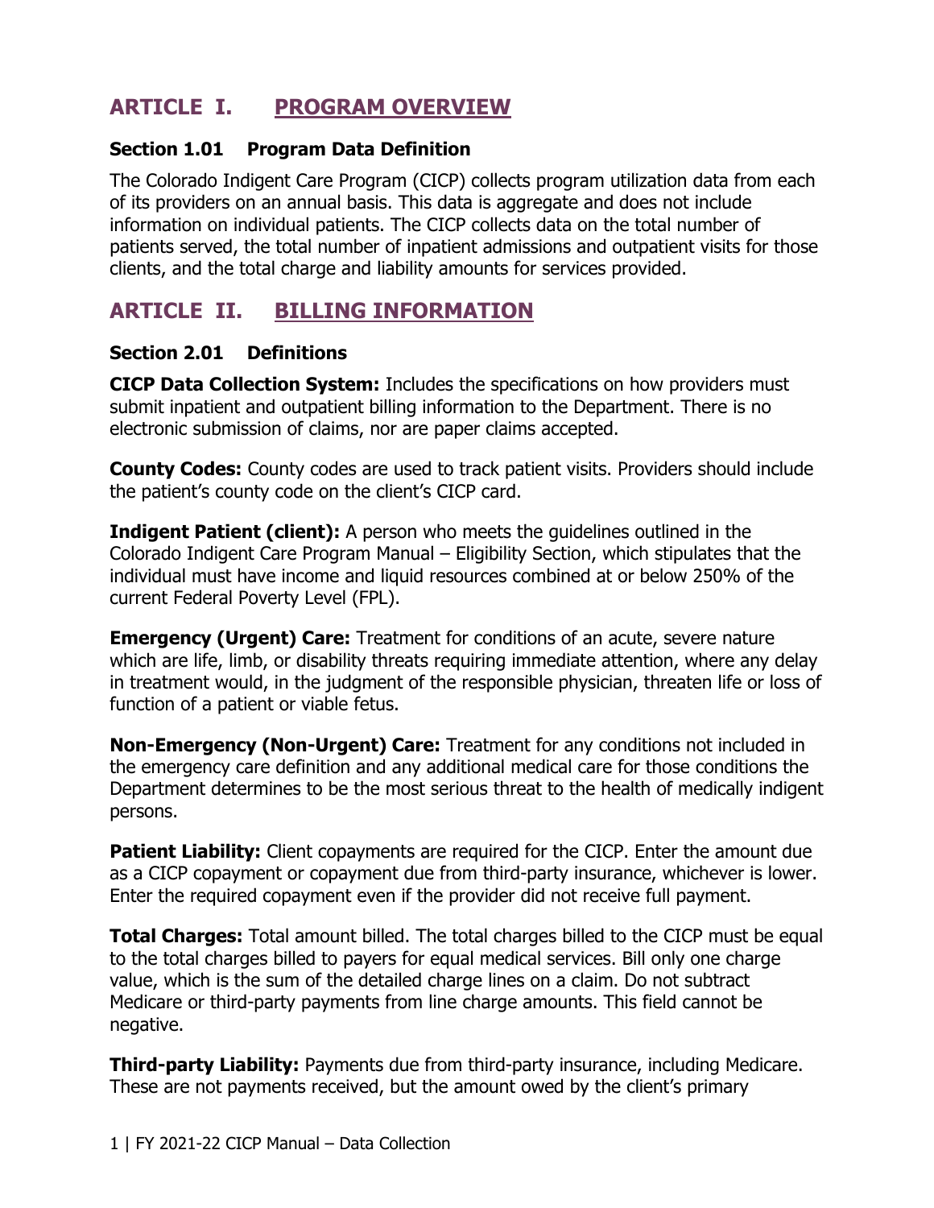# ARTICLE I. PROGRAM OVERVIEW

### Section 1.01 Program Data Definition

The Colorado Indigent Care Program (CICP) collects program utilization data from each of its providers on an annual basis. This data is aggregate and does not include information on individual patients. The CICP collects data on the total number of patients served, the total number of inpatient admissions and outpatient visits for those clients, and the total charge and liability amounts for services provided.

# ARTICLE II. BILLING INFORMATION

### Section 2.01 Definitions

**CICP Data Collection System:** Includes the specifications on how providers must submit inpatient and outpatient billing information to the Department. There is no electronic submission of claims, nor are paper claims accepted.

**County Codes:** County codes are used to track patient visits. Providers should include the patient's county code on the client's CICP card.

**Indigent Patient (client):** A person who meets the guidelines outlined in the Colorado Indigent Care Program Manual – Eligibility Section, which stipulates that the individual must have income and liquid resources combined at or below 250% of the current Federal Poverty Level (FPL).

**Emergency (Urgent) Care:** Treatment for conditions of an acute, severe nature which are life, limb, or disability threats requiring immediate attention, where any delay in treatment would, in the judgment of the responsible physician, threaten life or loss of function of a patient or viable fetus.

**Non-Emergency (Non-Urgent) Care:** Treatment for any conditions not included in the emergency care definition and any additional medical care for those conditions the Department determines to be the most serious threat to the health of medically indigent persons.

**Patient Liability:** Client copayments are required for the CICP. Enter the amount due as a CICP copayment or copayment due from third-party insurance, whichever is lower. Enter the required copayment even if the provider did not receive full payment.

**Total Charges:** Total amount billed. The total charges billed to the CICP must be equal to the total charges billed to payers for equal medical services. Bill only one charge value, which is the sum of the detailed charge lines on a claim. Do not subtract Medicare or third-party payments from line charge amounts. This field cannot be negative.

**Third-party Liability:** Payments due from third-party insurance, including Medicare. These are not payments received, but the amount owed by the client's primary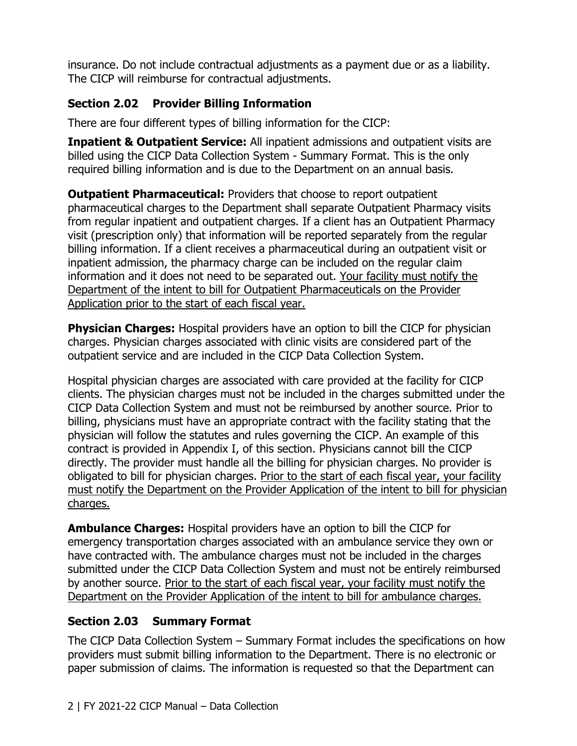insurance. Do not include contractual adjustments as a payment due or as a liability. The CICP will reimburse for contractual adjustments.

### Section 2.02 Provider Billing Information

There are four different types of billing information for the CICP:

**Inpatient & Outpatient Service:** All inpatient admissions and outpatient visits are billed using the CICP Data Collection System - Summary Format. This is the only required billing information and is due to the Department on an annual basis.

**Outpatient Pharmaceutical:** Providers that choose to report outpatient pharmaceutical charges to the Department shall separate Outpatient Pharmacy visits from regular inpatient and outpatient charges. If a client has an Outpatient Pharmacy visit (prescription only) that information will be reported separately from the regular billing information. If a client receives a pharmaceutical during an outpatient visit or inpatient admission, the pharmacy charge can be included on the regular claim information and it does not need to be separated out. <u>Your facility must notify the Department of the intent to bill for Outpatient Pharmaceuticals on the Provider Application prior to the start of each fiscal year.</u>

**Physician Charges:** Hospital providers have an option to bill the CICP for physician charges. Physician charges associated with clinic visits are considered part of the outpatient service and are included in the CICP Data Collection System.

Hospital physician charges are associated with care provided at the facility for CICP clients. The physician charges must not be included in the charges submitted under the CICP Data Collection System and must not be reimbursed by another source. Prior to billing, physicians must have an appropriate contract with the facility stating that the physician will follow the statutes and rules governing the CICP. An example of this contract is provided in Appendix I, of this section. Physicians cannot bill the CICP directly. The provider must handle all the billing for physician charges. No provider is obligated to bill for physician charges. <u>Prior to the start of each fiscal year, your facility must notify the Department on the Provider Application of the intent to bill for physician charges.</u>

**Ambulance Charges:** Hospital providers have an option to bill the CICP for emergency transportation charges associated with an ambulance service they own or have contracted with. The ambulance charges must not be included in the charges submitted under the CICP Data Collection System and must not be entirely reimbursed by another source. <u>Prior to the start of each fiscal year, your facility must notify the Department on the Provider Application of the intent to bill for ambulance charges.</u>

### Section 2.03 Summary Format

The CICP Data Collection System – Summary Format includes the specifications on how providers must submit billing information to the Department. There is no electronic or paper submission of claims. The information is requested so that the Department can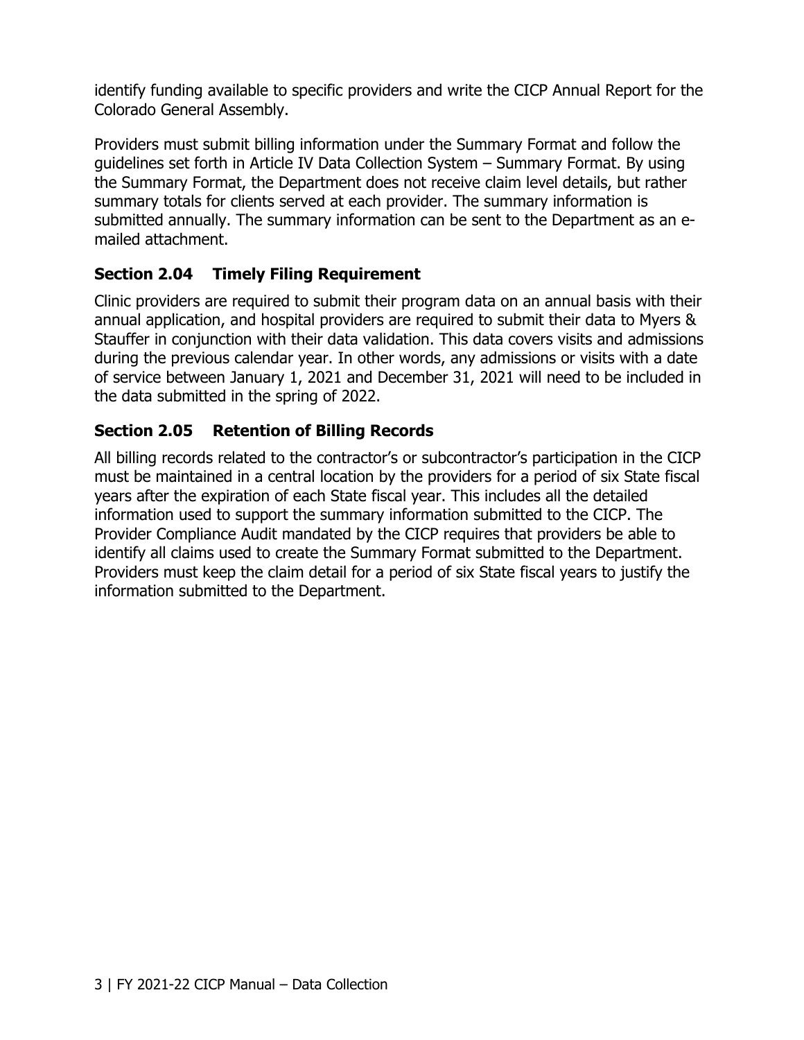identify funding available to specific providers and write the CICP Annual Report for the Colorado General Assembly.

Providers must submit billing information under the Summary Format and follow the guidelines set forth in Article IV Data Collection System – Summary Format. By using the Summary Format, the Department does not receive claim level details, but rather summary totals for clients served at each provider. The summary information is submitted annually. The summary information can be sent to the Department as an e-mailed attachment.

### Section 2.04 Timely Filing Requirement

Clinic providers are required to submit their program data on an annual basis with their annual application, and hospital providers are required to submit their data to Myers & Stauffer in conjunction with their data validation. This data covers visits and admissions during the previous calendar year. In other words, any admissions or visits with a date of service between January 1, 2021 and December 31, 2021 will need to be included in the data submitted in the spring of 2022.

### Section 2.05 Retention of Billing Records

All billing records related to the contractor's or subcontractor's participation in the CICP must be maintained in a central location by the providers for a period of six State fiscal years after the expiration of each State fiscal year. This includes all the detailed information used to support the summary information submitted to the CICP. The Provider Compliance Audit mandated by the CICP requires that providers be able to identify all claims used to create the Summary Format submitted to the Department. Providers must keep the claim detail for a period of six State fiscal years to justify the information submitted to the Department.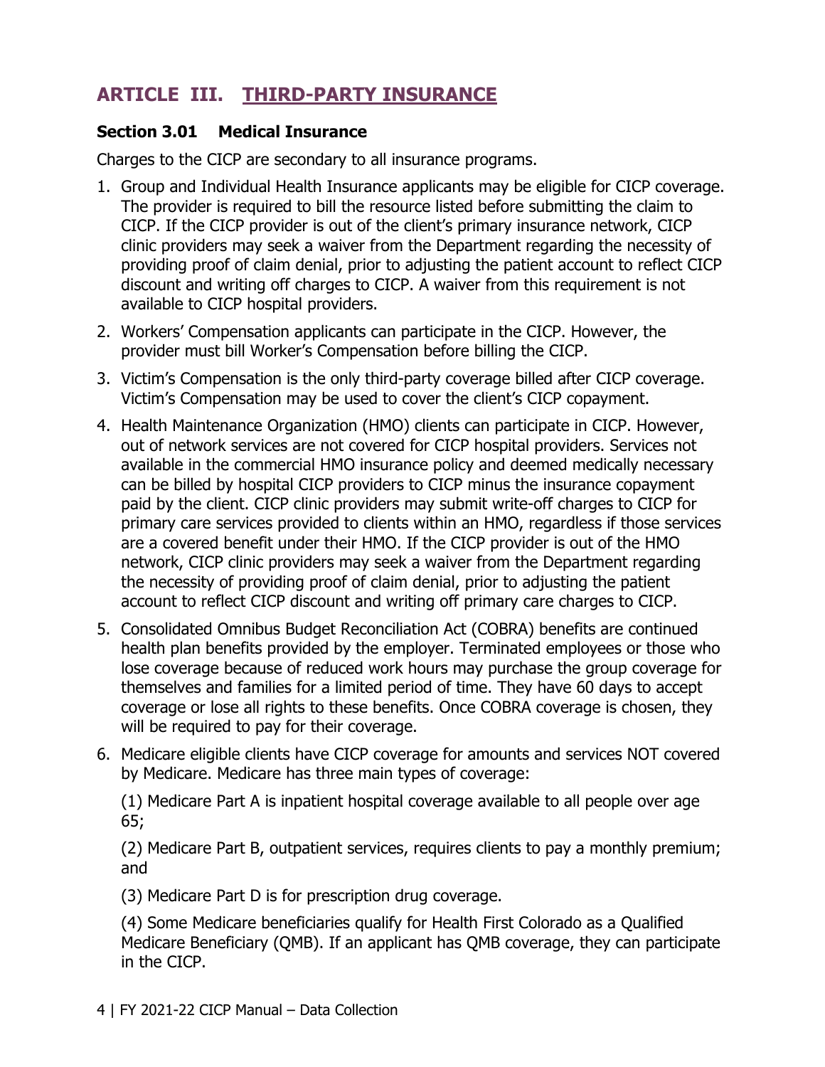# ARTICLE III. THIRD-PARTY INSURANCE

### Section 3.01 Medical Insurance

Charges to the CICP are secondary to all insurance programs.

1. Group and Individual Health Insurance applicants may be eligible for CICP coverage. The provider is required to bill the resource listed before submitting the claim to CICP. If the CICP provider is out of the client's primary insurance network, CICP clinic providers may seek a waiver from the Department regarding the necessity of providing proof of claim denial, prior to adjusting the patient account to reflect CICP discount and writing off charges to CICP. A waiver from this requirement is not available to CICP hospital providers.

2. Workers' Compensation applicants can participate in the CICP. However, the provider must bill Worker's Compensation before billing the CICP.

3. Victim's Compensation is the only third-party coverage billed after CICP coverage. Victim's Compensation may be used to cover the client's CICP copayment.

4. Health Maintenance Organization (HMO) clients can participate in CICP. However, out of network services are not covered for CICP hospital providers. Services not available in the commercial HMO insurance policy and deemed medically necessary can be billed by hospital CICP providers to CICP minus the insurance copayment paid by the client. CICP clinic providers may submit write-off charges to CICP for primary care services provided to clients within an HMO, regardless if those services are a covered benefit under their HMO. If the CICP provider is out of the HMO network, CICP clinic providers may seek a waiver from the Department regarding the necessity of providing proof of claim denial, prior to adjusting the patient account to reflect CICP discount and writing off primary care charges to CICP.

5. Consolidated Omnibus Budget Reconciliation Act (COBRA) benefits are continued health plan benefits provided by the employer. Terminated employees or those who lose coverage because of reduced work hours may purchase the group coverage for themselves and families for a limited period of time. They have 60 days to accept coverage or lose all rights to these benefits. Once COBRA coverage is chosen, they will be required to pay for their coverage.

6. Medicare eligible clients have CICP coverage for amounts and services NOT covered by Medicare. Medicare has three main types of coverage:

   (1) Medicare Part A is inpatient hospital coverage available to all people over age 65;

   (2) Medicare Part B, outpatient services, requires clients to pay a monthly premium; and

   (3) Medicare Part D is for prescription drug coverage.

   (4) Some Medicare beneficiaries qualify for Health First Colorado as a Qualified Medicare Beneficiary (QMB). If an applicant has QMB coverage, they can participate in the CICP.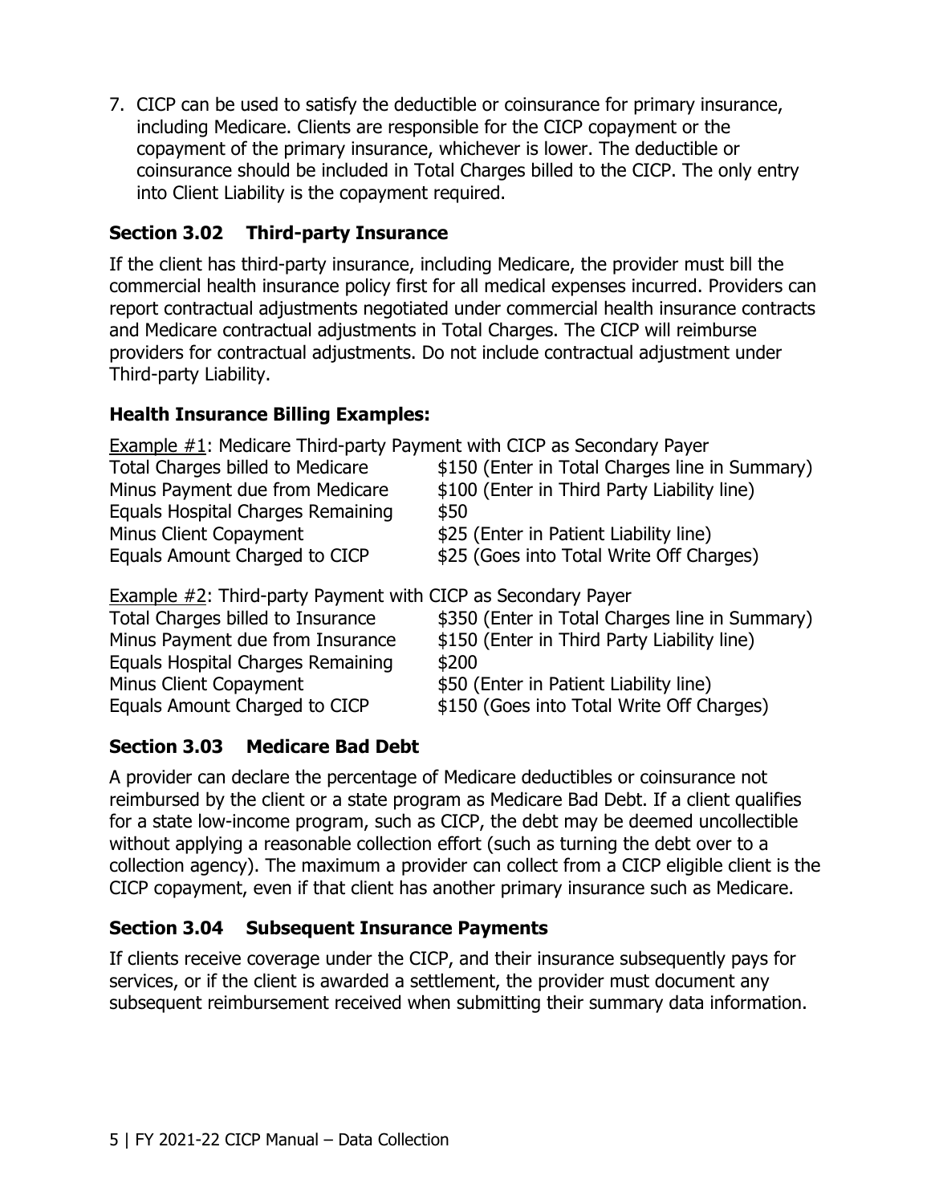7. CICP can be used to satisfy the deductible or coinsurance for primary insurance, including Medicare. Clients are responsible for the CICP copayment or the copayment of the primary insurance, whichever is lower. The deductible or coinsurance should be included in Total Charges billed to the CICP. The only entry into Client Liability is the copayment required.

### Section 3.02 Third-party Insurance

If the client has third-party insurance, including Medicare, the provider must bill the commercial health insurance policy first for all medical expenses incurred. Providers can report contractual adjustments negotiated under commercial health insurance contracts and Medicare contractual adjustments in Total Charges. The CICP will reimburse providers for contractual adjustments. Do not include contractual adjustment under Third-party Liability.

#### Health Insurance Billing Examples:

Example #1: Medicare Third-party Payment with CICP as Secondary Payer

| | |
|---|---|
| Total Charges billed to Medicare | \$150 (Enter in Total Charges line in Summary) |
| Minus Payment due from Medicare | \$100 (Enter in Third Party Liability line) |
| Equals Hospital Charges Remaining | \$50 |
| Minus Client Copayment | \$25 (Enter in Patient Liability line) |
| Equals Amount Charged to CICP | \$25 (Goes into Total Write Off Charges) |

Example #2: Third-party Payment with CICP as Secondary Payer

| | |
|---|---|
| Total Charges billed to Insurance | \$350 (Enter in Total Charges line in Summary) |
| Minus Payment due from Insurance | \$150 (Enter in Third Party Liability line) |
| Equals Hospital Charges Remaining | \$200 |
| Minus Client Copayment | \$50 (Enter in Patient Liability line) |
| Equals Amount Charged to CICP | \$150 (Goes into Total Write Off Charges) |

### Section 3.03 Medicare Bad Debt

A provider can declare the percentage of Medicare deductibles or coinsurance not reimbursed by the client or a state program as Medicare Bad Debt. If a client qualifies for a state low-income program, such as CICP, the debt may be deemed uncollectible without applying a reasonable collection effort (such as turning the debt over to a collection agency). The maximum a provider can collect from a CICP eligible client is the CICP copayment, even if that client has another primary insurance such as Medicare.

### Section 3.04 Subsequent Insurance Payments

If clients receive coverage under the CICP, and their insurance subsequently pays for services, or if the client is awarded a settlement, the provider must document any subsequent reimbursement received when submitting their summary data information.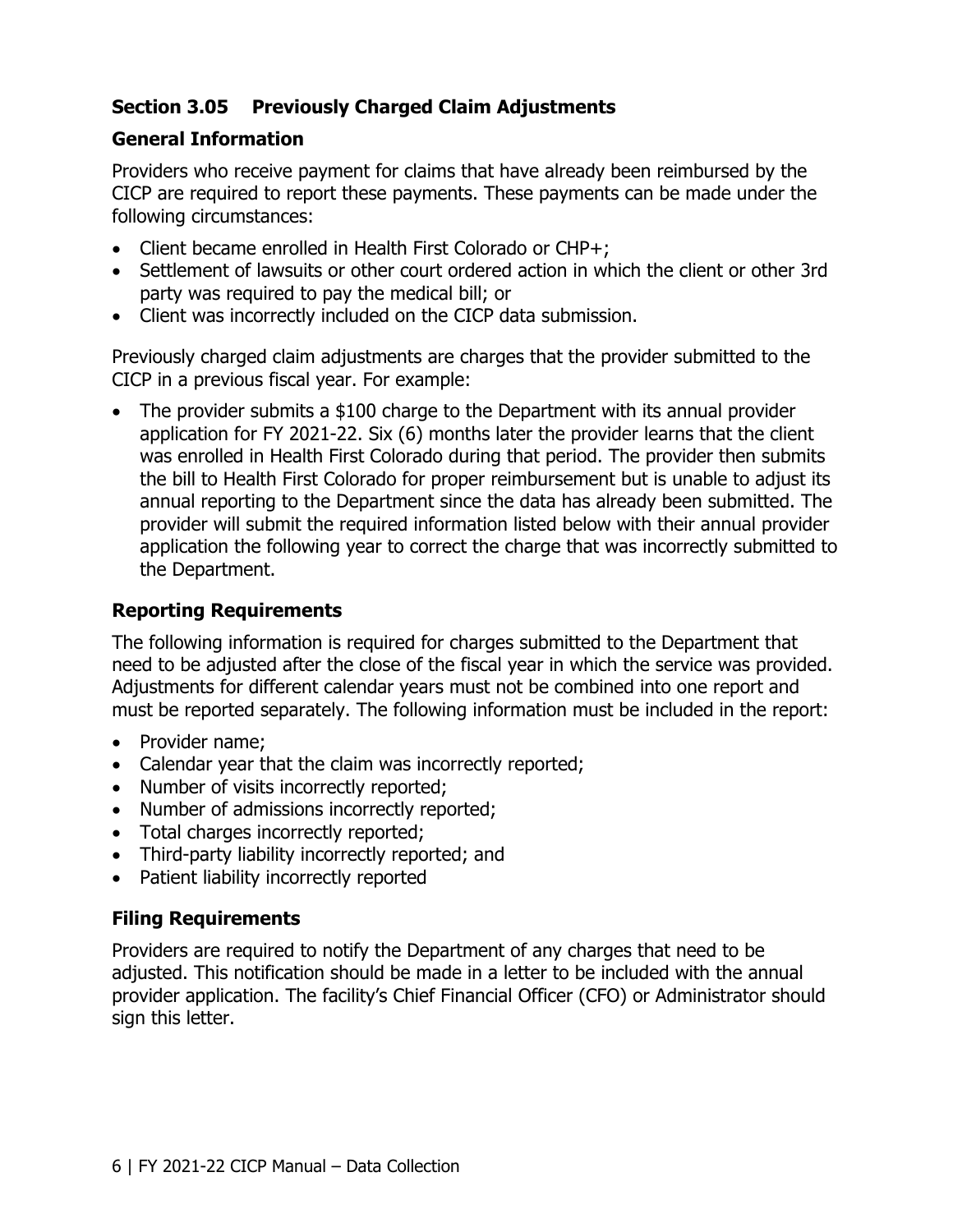## Section 3.05 Previously Charged Claim Adjustments

### General Information

Providers who receive payment for claims that have already been reimbursed by the CICP are required to report these payments. These payments can be made under the following circumstances:

- Client became enrolled in Health First Colorado or CHP+;
- Settlement of lawsuits or other court ordered action in which the client or other 3rd party was required to pay the medical bill; or
- Client was incorrectly included on the CICP data submission.

Previously charged claim adjustments are charges that the provider submitted to the CICP in a previous fiscal year. For example:

- The provider submits a $100 charge to the Department with its annual provider application for FY 2021-22. Six (6) months later the provider learns that the client was enrolled in Health First Colorado during that period. The provider then submits the bill to Health First Colorado for proper reimbursement but is unable to adjust its annual reporting to the Department since the data has already been submitted. The provider will submit the required information listed below with their annual provider application the following year to correct the charge that was incorrectly submitted to the Department.

### Reporting Requirements

The following information is required for charges submitted to the Department that need to be adjusted after the close of the fiscal year in which the service was provided. Adjustments for different calendar years must not be combined into one report and must be reported separately. The following information must be included in the report:

- Provider name;
- Calendar year that the claim was incorrectly reported;
- Number of visits incorrectly reported;
- Number of admissions incorrectly reported;
- Total charges incorrectly reported;
- Third-party liability incorrectly reported; and
- Patient liability incorrectly reported

### Filing Requirements

Providers are required to notify the Department of any charges that need to be adjusted. This notification should be made in a letter to be included with the annual provider application. The facility's Chief Financial Officer (CFO) or Administrator should sign this letter.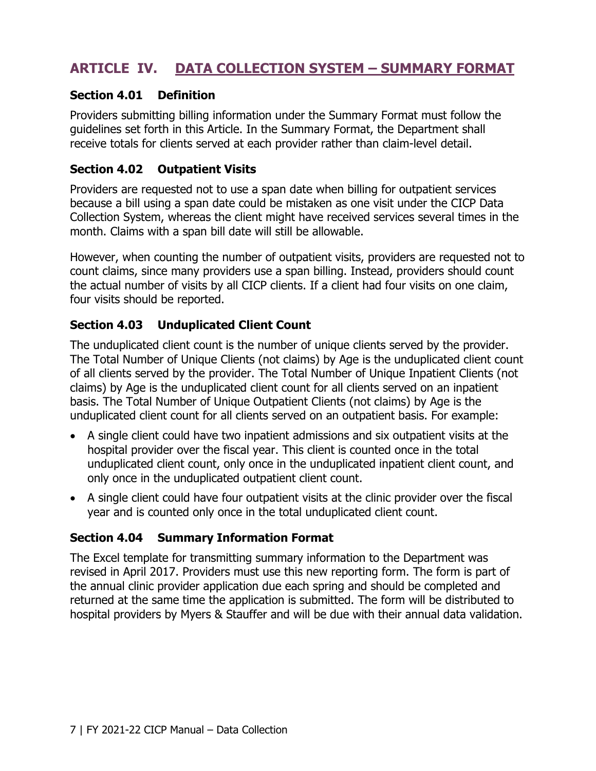## ARTICLE IV. DATA COLLECTION SYSTEM – SUMMARY FORMAT

### Section 4.01 Definition

Providers submitting billing information under the Summary Format must follow the guidelines set forth in this Article. In the Summary Format, the Department shall receive totals for clients served at each provider rather than claim-level detail.

### Section 4.02 Outpatient Visits

Providers are requested not to use a span date when billing for outpatient services because a bill using a span date could be mistaken as one visit under the CICP Data Collection System, whereas the client might have received services several times in the month. Claims with a span bill date will still be allowable.

However, when counting the number of outpatient visits, providers are requested not to count claims, since many providers use a span billing. Instead, providers should count the actual number of visits by all CICP clients. If a client had four visits on one claim, four visits should be reported.

### Section 4.03 Unduplicated Client Count

The unduplicated client count is the number of unique clients served by the provider. The Total Number of Unique Clients (not claims) by Age is the unduplicated client count of all clients served by the provider. The Total Number of Unique Inpatient Clients (not claims) by Age is the unduplicated client count for all clients served on an inpatient basis. The Total Number of Unique Outpatient Clients (not claims) by Age is the unduplicated client count for all clients served on an outpatient basis. For example:

- A single client could have two inpatient admissions and six outpatient visits at the hospital provider over the fiscal year. This client is counted once in the total unduplicated client count, only once in the unduplicated inpatient client count, and only once in the unduplicated outpatient client count.
- A single client could have four outpatient visits at the clinic provider over the fiscal year and is counted only once in the total unduplicated client count.

### Section 4.04 Summary Information Format

The Excel template for transmitting summary information to the Department was revised in April 2017. Providers must use this new reporting form. The form is part of the annual clinic provider application due each spring and should be completed and returned at the same time the application is submitted. The form will be distributed to hospital providers by Myers & Stauffer and will be due with their annual data validation.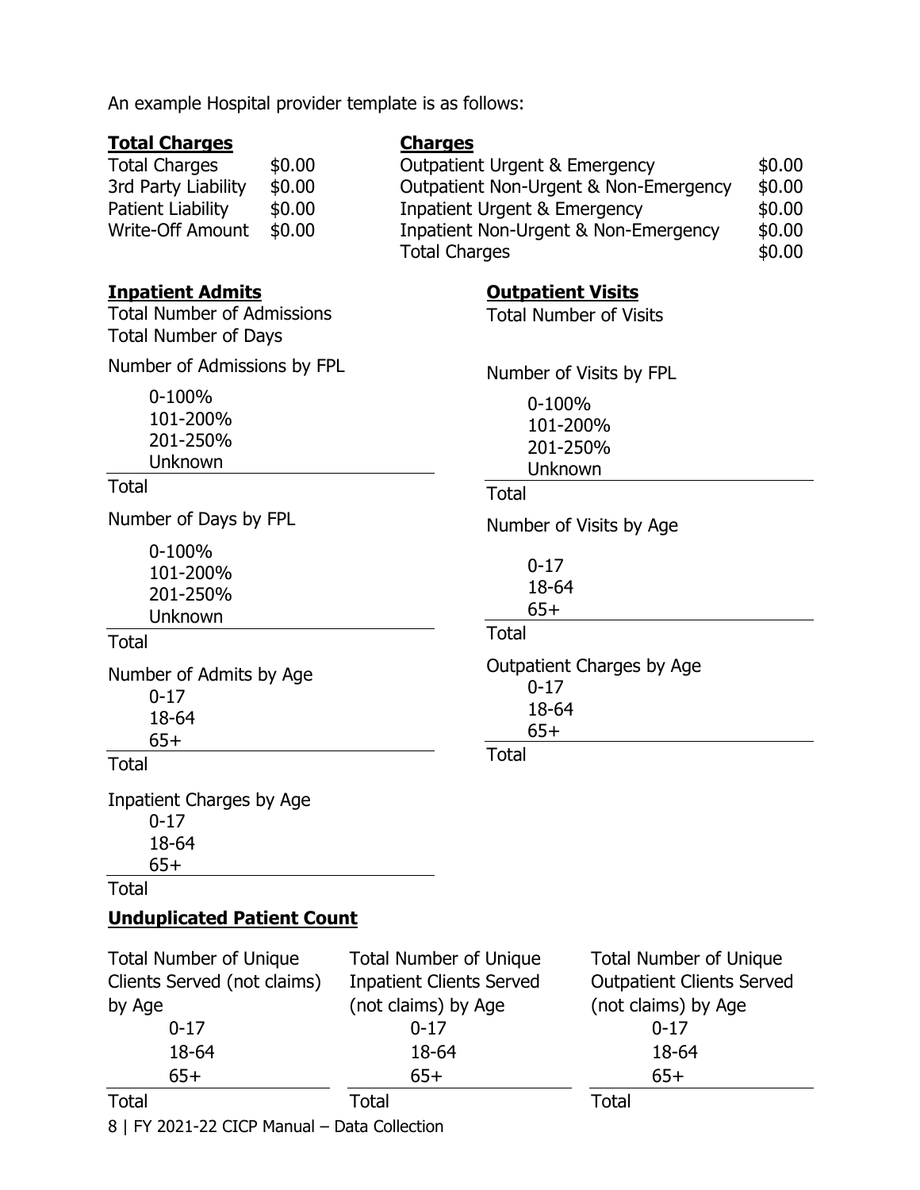An example Hospital provider template is as follows:

**Total Charges**

| Total Charges | |
|---|---|
| Total Charges | $0.00 |
| 3rd Party Liability | $0.00 |
| Patient Liability | $0.00 |
| Write-Off Amount | $0.00 |

**Charges**

| Charges | |
|---|---|
| Outpatient Urgent & Emergency | $0.00 |
| Outpatient Non-Urgent & Non-Emergency | $0.00 |
| Inpatient Urgent & Emergency | $0.00 |
| Inpatient Non-Urgent & Non-Emergency | $0.00 |
| Total Charges | $0.00 |

**Inpatient Admits**

Total Number of Admissions
Total Number of Days

Number of Admissions by FPL

- 0-100%
- 101-200%
- 201-250%
- Unknown

Total

Number of Days by FPL

- 0-100%
- 101-200%
- 201-250%
- Unknown

Total

Number of Admits by Age

- 0-17
- 18-64
- 65+

Total

Inpatient Charges by Age

- 0-17
- 18-64
- 65+

Total

**Outpatient Visits**

Total Number of Visits

Number of Visits by FPL

- 0-100%
- 101-200%
- 201-250%
- Unknown

Total

Number of Visits by Age

- 0-17
- 18-64
- 65+

Total

Outpatient Charges by Age

- 0-17
- 18-64
- 65+

Total

**Unduplicated Patient Count**

Total Number of Unique Clients Served (not claims) by Age

- 0-17
- 18-64
- 65+

Total

Total Number of Unique Inpatient Clients Served (not claims) by Age

- 0-17
- 18-64
- 65+

Total

Total Number of Unique Outpatient Clients Served (not claims) by Age

- 0-17
- 18-64
- 65+

Total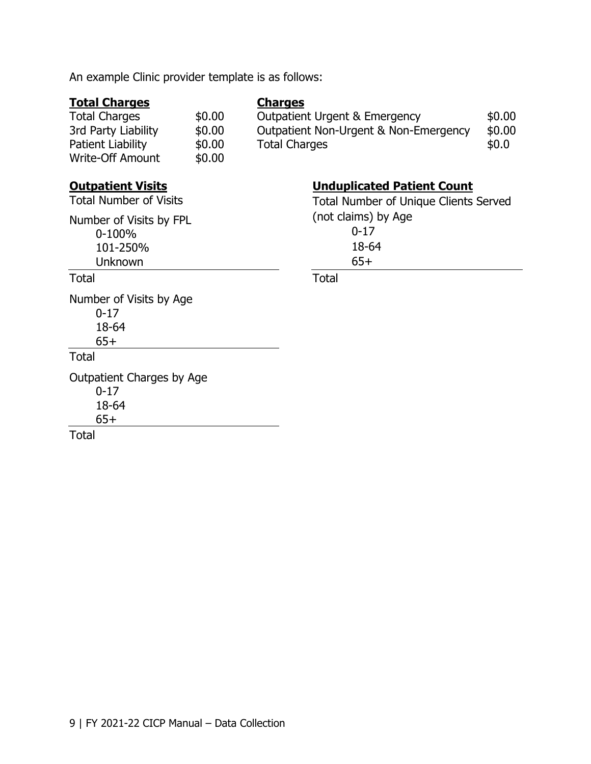An example Clinic provider template is as follows:

**Total Charges**

| | |
|---|---|
| Total Charges | $0.00 |
| 3rd Party Liability | $0.00 |
| Patient Liability | $0.00 |
| Write-Off Amount | $0.00 |

**Charges**

| | |
|---|---|
| Outpatient Urgent & Emergency | $0.00 |
| Outpatient Non-Urgent & Non-Emergency | $0.00 |
| Total Charges | $0.0 |

**Outpatient Visits**

Total Number of Visits

Number of Visits by FPL
- 0-100%
- 101-250%
- Unknown

Total

Number of Visits by Age
- 0-17
- 18-64
- 65+

Total

Outpatient Charges by Age
- 0-17
- 18-64
- 65+

Total

**Unduplicated Patient Count**

Total Number of Unique Clients Served (not claims) by Age
- 0-17
- 18-64
- 65+

Total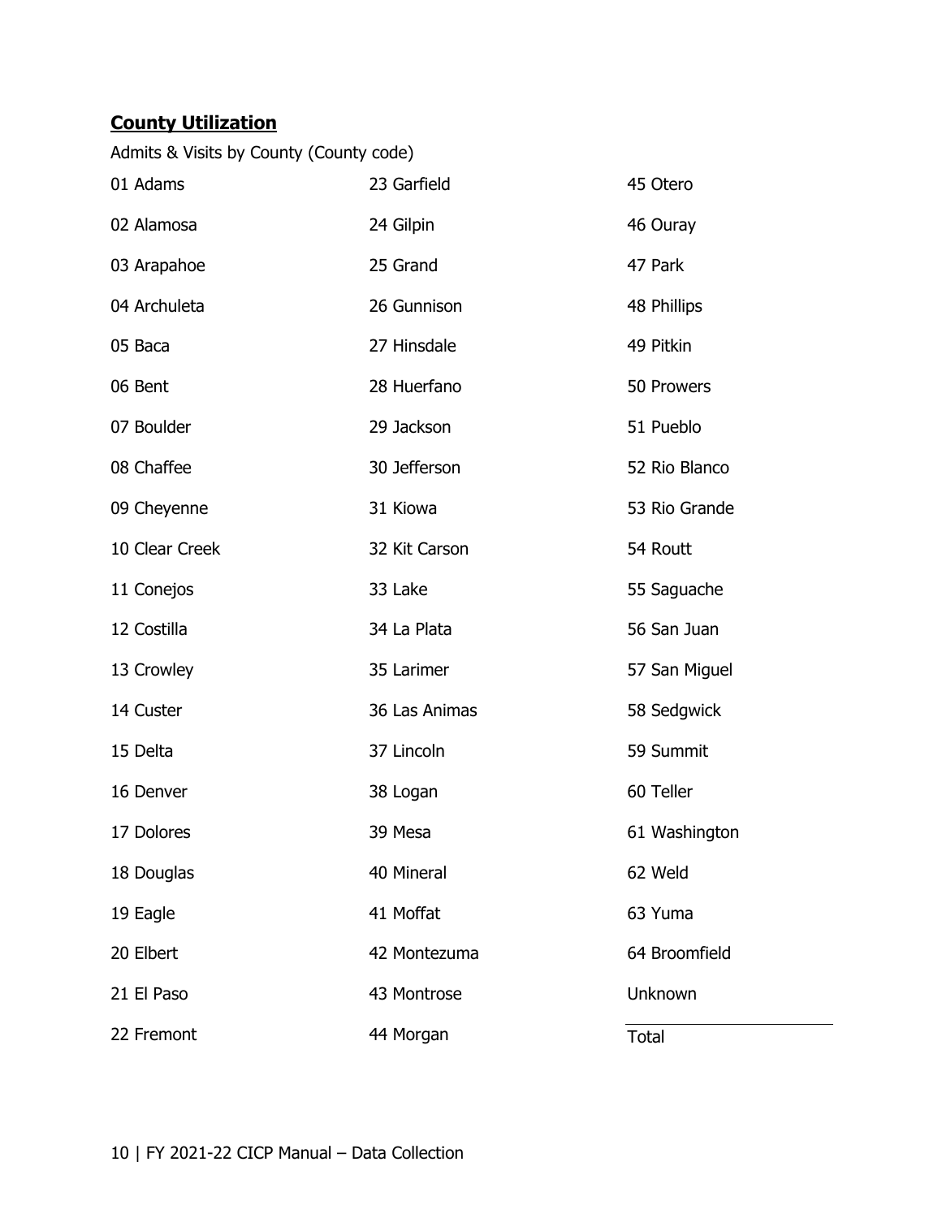## County Utilization

Admits & Visits by County (County code)

01 Adams
02 Alamosa
03 Arapahoe
04 Archuleta
05 Baca
06 Bent
07 Boulder
08 Chaffee
09 Cheyenne
10 Clear Creek
11 Conejos
12 Costilla
13 Crowley
14 Custer
15 Delta
16 Denver
17 Dolores
18 Douglas
19 Eagle
20 Elbert
21 El Paso
22 Fremont
23 Garfield
24 Gilpin
25 Grand
26 Gunnison
27 Hinsdale
28 Huerfano
29 Jackson
30 Jefferson
31 Kiowa
32 Kit Carson
33 Lake
34 La Plata
35 Larimer
36 Las Animas
37 Lincoln
38 Logan
39 Mesa
40 Mineral
41 Moffat
42 Montezuma
43 Montrose
44 Morgan
45 Otero
46 Ouray
47 Park
48 Phillips
49 Pitkin
50 Prowers
51 Pueblo
52 Rio Blanco
53 Rio Grande
54 Routt
55 Saguache
56 San Juan
57 San Miguel
58 Sedgwick
59 Summit
60 Teller
61 Washington
62 Weld
63 Yuma
64 Broomfield
Unknown

Total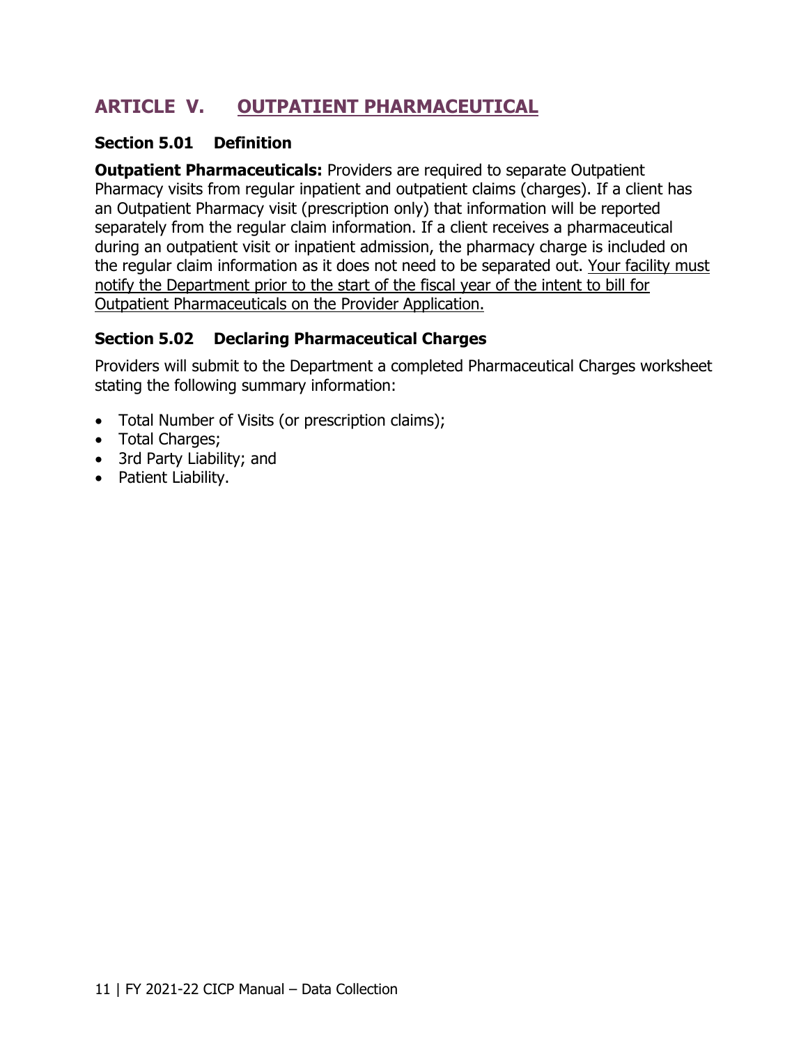# ARTICLE V. OUTPATIENT PHARMACEUTICAL

## Section 5.01 Definition

**Outpatient Pharmaceuticals:** Providers are required to separate Outpatient Pharmacy visits from regular inpatient and outpatient claims (charges). If a client has an Outpatient Pharmacy visit (prescription only) that information will be reported separately from the regular claim information. If a client receives a pharmaceutical during an outpatient visit or inpatient admission, the pharmacy charge is included on the regular claim information as it does not need to be separated out. <u>Your facility must notify the Department prior to the start of the fiscal year of the intent to bill for Outpatient Pharmaceuticals on the Provider Application.</u>

## Section 5.02 Declaring Pharmaceutical Charges

Providers will submit to the Department a completed Pharmaceutical Charges worksheet stating the following summary information:

- Total Number of Visits (or prescription claims);
- Total Charges;
- 3rd Party Liability; and
- Patient Liability.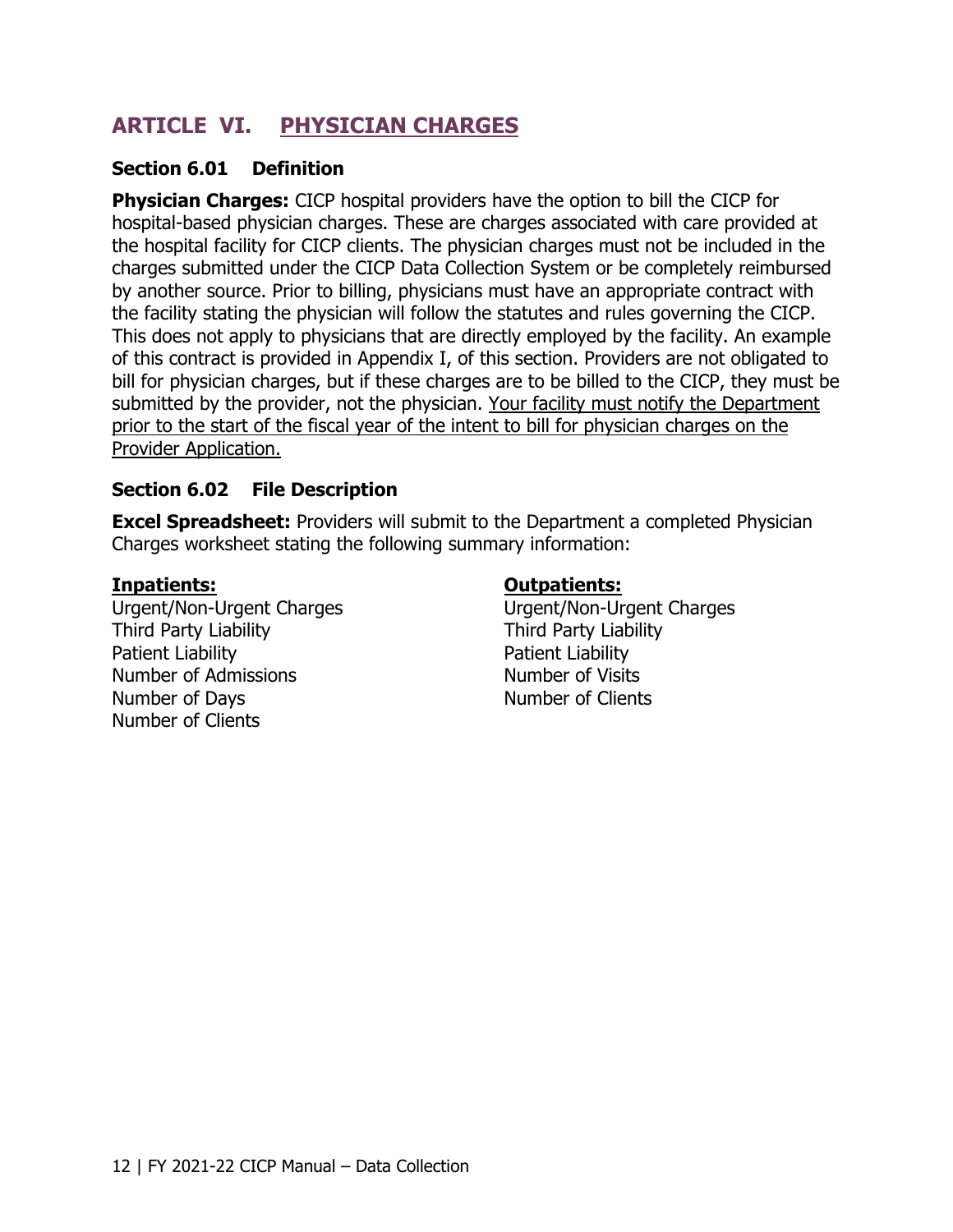## ARTICLE VI. PHYSICIAN CHARGES

### Section 6.01 Definition

**Physician Charges:** CICP hospital providers have the option to bill the CICP for hospital-based physician charges. These are charges associated with care provided at the hospital facility for CICP clients. The physician charges must not be included in the charges submitted under the CICP Data Collection System or be completely reimbursed by another source. Prior to billing, physicians must have an appropriate contract with the facility stating the physician will follow the statutes and rules governing the CICP. This does not apply to physicians that are directly employed by the facility. An example of this contract is provided in Appendix I, of this section. Providers are not obligated to bill for physician charges, but if these charges are to be billed to the CICP, they must be submitted by the provider, not the physician. Your facility must notify the Department prior to the start of the fiscal year of the intent to bill for physician charges on the Provider Application.

### Section 6.02 File Description

**Excel Spreadsheet:** Providers will submit to the Department a completed Physician Charges worksheet stating the following summary information:

**Inpatients:**

Urgent/Non-Urgent Charges
Third Party Liability
Patient Liability
Number of Admissions
Number of Days
Number of Clients

**Outpatients:**

Urgent/Non-Urgent Charges
Third Party Liability
Patient Liability
Number of Visits
Number of Clients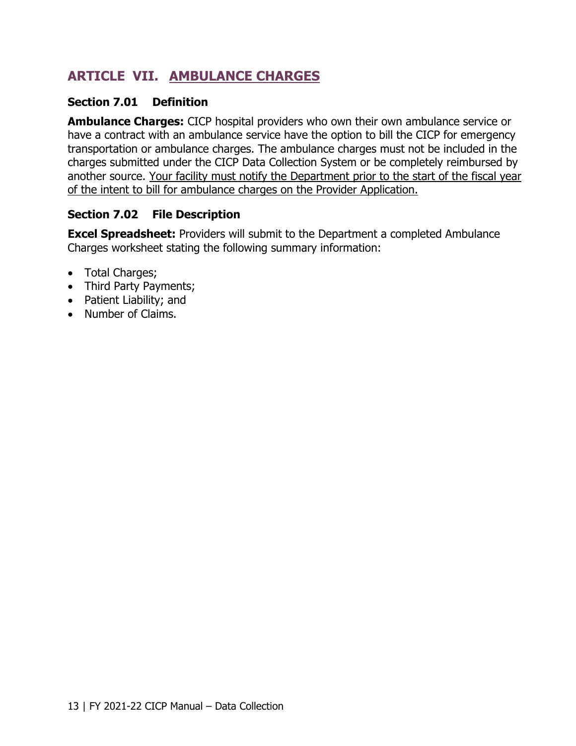## ARTICLE VII. AMBULANCE CHARGES

### Section 7.01 Definition

**Ambulance Charges:** CICP hospital providers who own their own ambulance service or have a contract with an ambulance service have the option to bill the CICP for emergency transportation or ambulance charges. The ambulance charges must not be included in the charges submitted under the CICP Data Collection System or be completely reimbursed by another source. Your facility must notify the Department prior to the start of the fiscal year of the intent to bill for ambulance charges on the Provider Application.

### Section 7.02 File Description

**Excel Spreadsheet:** Providers will submit to the Department a completed Ambulance Charges worksheet stating the following summary information:

- Total Charges;
- Third Party Payments;
- Patient Liability; and
- Number of Claims.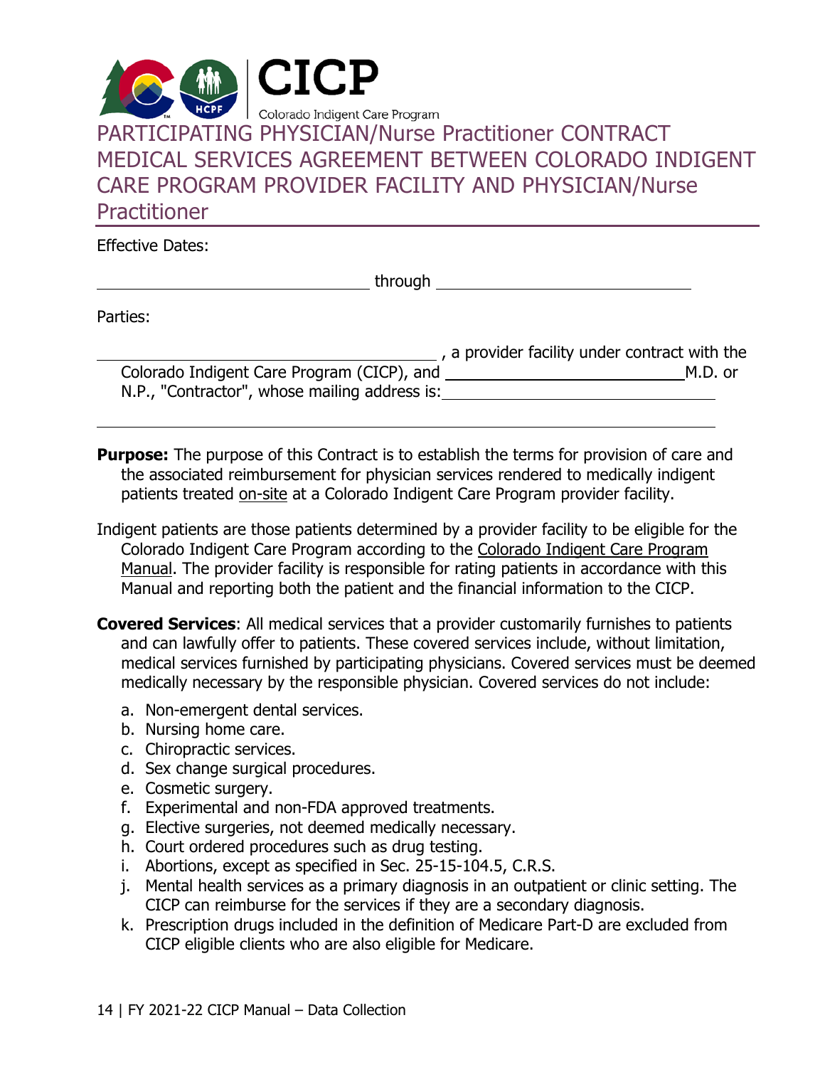# PARTICIPATING PHYSICIAN/Nurse Practitioner CONTRACT MEDICAL SERVICES AGREEMENT BETWEEN COLORADO INDIGENT CARE PROGRAM PROVIDER FACILITY AND PHYSICIAN/Nurse Practitioner

Effective Dates:

\_\_\_\_\_\_\_\_\_\_\_\_\_\_\_\_\_\_\_\_\_\_\_\_\_\_\_\_ through \_\_\_\_\_\_\_\_\_\_\_\_\_\_\_\_\_\_\_\_\_\_\_\_\_\_\_\_

Parties:

\_\_\_\_\_\_\_\_\_\_\_\_\_\_\_\_\_\_\_\_\_\_\_\_\_\_\_\_\_\_\_\_, a provider facility under contract with the Colorado Indigent Care Program (CICP), and \_\_\_\_\_\_\_\_\_\_\_\_\_\_\_\_\_\_\_\_\_\_\_\_\_\_ M.D. or N.P., "Contractor", whose mailing address is: \_\_\_\_\_\_\_\_\_\_\_\_\_\_\_\_\_\_\_\_\_\_\_\_\_\_\_\_\_\_\_\_

\_\_\_\_\_\_\_\_\_\_\_\_\_\_\_\_\_\_\_\_\_\_\_\_\_\_\_\_\_\_\_\_\_\_\_\_\_\_\_\_\_\_\_\_\_\_\_\_\_\_\_\_\_\_\_\_\_\_\_\_\_\_\_\_

**Purpose:** The purpose of this Contract is to establish the terms for provision of care and the associated reimbursement for physician services rendered to medically indigent patients treated on-site at a Colorado Indigent Care Program provider facility.

Indigent patients are those patients determined by a provider facility to be eligible for the Colorado Indigent Care Program according to the Colorado Indigent Care Program Manual. The provider facility is responsible for rating patients in accordance with this Manual and reporting both the patient and the financial information to the CICP.

**Covered Services**: All medical services that a provider customarily furnishes to patients and can lawfully offer to patients. These covered services include, without limitation, medical services furnished by participating physicians. Covered services must be deemed medically necessary by the responsible physician. Covered services do not include:

a. Non-emergent dental services.
b. Nursing home care.
c. Chiropractic services.
d. Sex change surgical procedures.
e. Cosmetic surgery.
f. Experimental and non-FDA approved treatments.
g. Elective surgeries, not deemed medically necessary.
h. Court ordered procedures such as drug testing.
i. Abortions, except as specified in Sec. 25-15-104.5, C.R.S.
j. Mental health services as a primary diagnosis in an outpatient or clinic setting. The CICP can reimburse for the services if they are a secondary diagnosis.
k. Prescription drugs included in the definition of Medicare Part-D are excluded from CICP eligible clients who are also eligible for Medicare.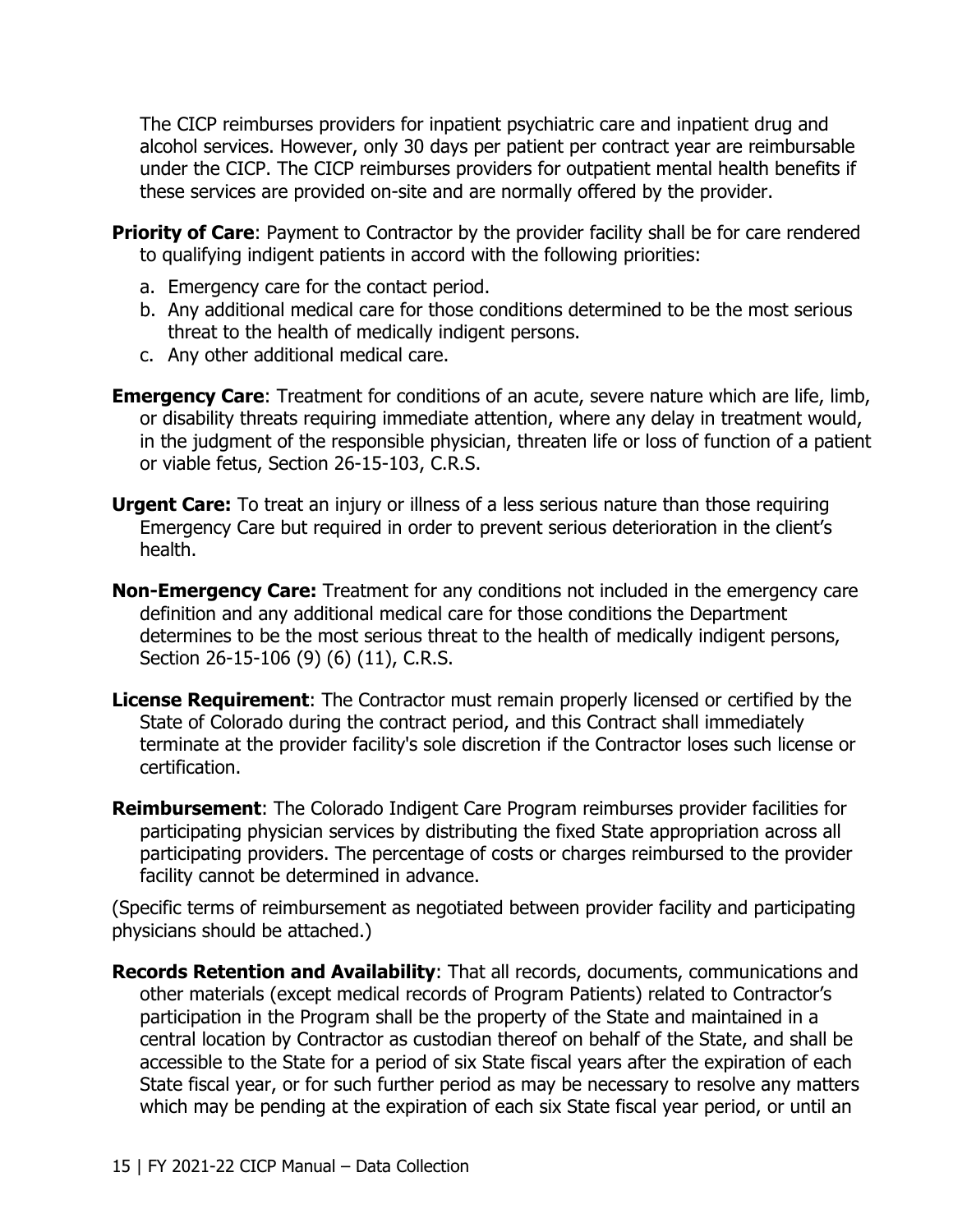The CICP reimburses providers for inpatient psychiatric care and inpatient drug and alcohol services. However, only 30 days per patient per contract year are reimbursable under the CICP. The CICP reimburses providers for outpatient mental health benefits if these services are provided on-site and are normally offered by the provider.

**Priority of Care**: Payment to Contractor by the provider facility shall be for care rendered to qualifying indigent patients in accord with the following priorities:

a. Emergency care for the contact period.
b. Any additional medical care for those conditions determined to be the most serious threat to the health of medically indigent persons.
c. Any other additional medical care.

**Emergency Care**: Treatment for conditions of an acute, severe nature which are life, limb, or disability threats requiring immediate attention, where any delay in treatment would, in the judgment of the responsible physician, threaten life or loss of function of a patient or viable fetus, Section 26-15-103, C.R.S.

**Urgent Care:** To treat an injury or illness of a less serious nature than those requiring Emergency Care but required in order to prevent serious deterioration in the client's health.

**Non-Emergency Care:** Treatment for any conditions not included in the emergency care definition and any additional medical care for those conditions the Department determines to be the most serious threat to the health of medically indigent persons, Section 26-15-106 (9) (6) (11), C.R.S.

**License Requirement**: The Contractor must remain properly licensed or certified by the State of Colorado during the contract period, and this Contract shall immediately terminate at the provider facility's sole discretion if the Contractor loses such license or certification.

**Reimbursement**: The Colorado Indigent Care Program reimburses provider facilities for participating physician services by distributing the fixed State appropriation across all participating providers. The percentage of costs or charges reimbursed to the provider facility cannot be determined in advance.

(Specific terms of reimbursement as negotiated between provider facility and participating physicians should be attached.)

**Records Retention and Availability**: That all records, documents, communications and other materials (except medical records of Program Patients) related to Contractor's participation in the Program shall be the property of the State and maintained in a central location by Contractor as custodian thereof on behalf of the State, and shall be accessible to the State for a period of six State fiscal years after the expiration of each State fiscal year, or for such further period as may be necessary to resolve any matters which may be pending at the expiration of each six State fiscal year period, or until an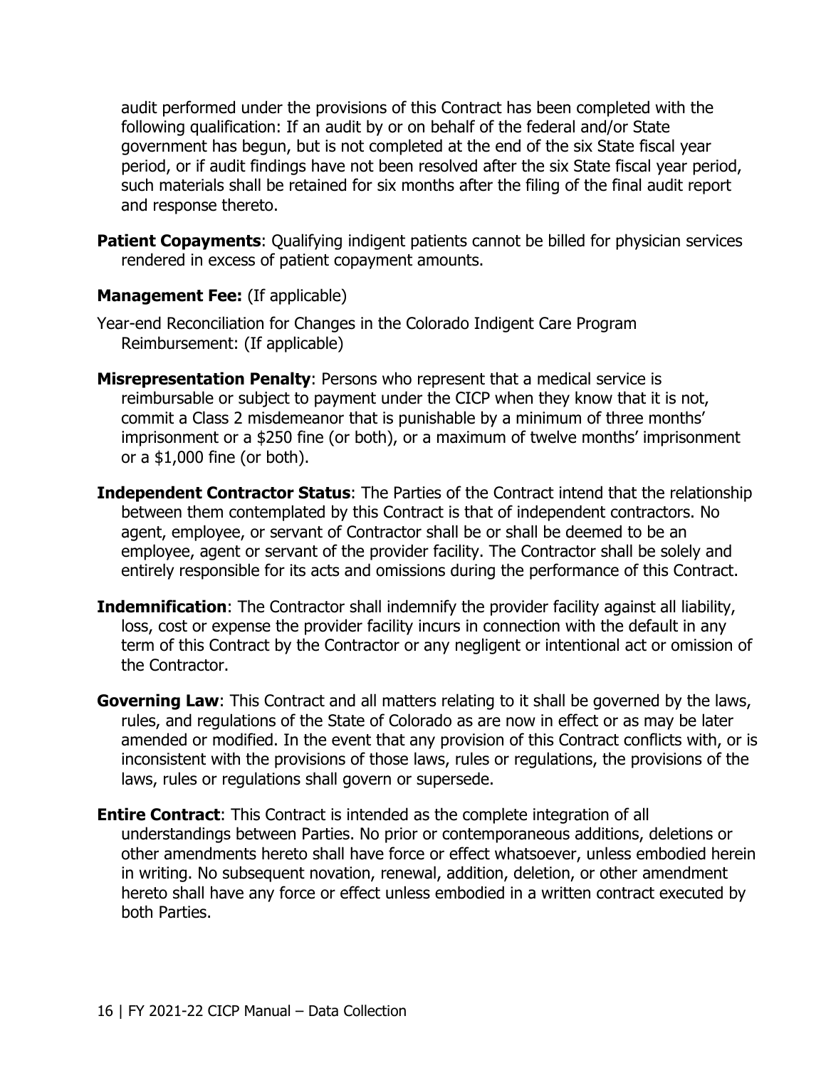audit performed under the provisions of this Contract has been completed with the following qualification: If an audit by or on behalf of the federal and/or State government has begun, but is not completed at the end of the six State fiscal year period, or if audit findings have not been resolved after the six State fiscal year period, such materials shall be retained for six months after the filing of the final audit report and response thereto.

**Patient Copayments**: Qualifying indigent patients cannot be billed for physician services rendered in excess of patient copayment amounts.

**Management Fee:** (If applicable)

Year-end Reconciliation for Changes in the Colorado Indigent Care Program Reimbursement: (If applicable)

**Misrepresentation Penalty**: Persons who represent that a medical service is reimbursable or subject to payment under the CICP when they know that it is not, commit a Class 2 misdemeanor that is punishable by a minimum of three months' imprisonment or a $250 fine (or both), or a maximum of twelve months' imprisonment or a $1,000 fine (or both).

**Independent Contractor Status**: The Parties of the Contract intend that the relationship between them contemplated by this Contract is that of independent contractors. No agent, employee, or servant of Contractor shall be or shall be deemed to be an employee, agent or servant of the provider facility. The Contractor shall be solely and entirely responsible for its acts and omissions during the performance of this Contract.

**Indemnification**: The Contractor shall indemnify the provider facility against all liability, loss, cost or expense the provider facility incurs in connection with the default in any term of this Contract by the Contractor or any negligent or intentional act or omission of the Contractor.

**Governing Law**: This Contract and all matters relating to it shall be governed by the laws, rules, and regulations of the State of Colorado as are now in effect or as may be later amended or modified. In the event that any provision of this Contract conflicts with, or is inconsistent with the provisions of those laws, rules or regulations, the provisions of the laws, rules or regulations shall govern or supersede.

**Entire Contract**: This Contract is intended as the complete integration of all understandings between Parties. No prior or contemporaneous additions, deletions or other amendments hereto shall have force or effect whatsoever, unless embodied herein in writing. No subsequent novation, renewal, addition, deletion, or other amendment hereto shall have any force or effect unless embodied in a written contract executed by both Parties.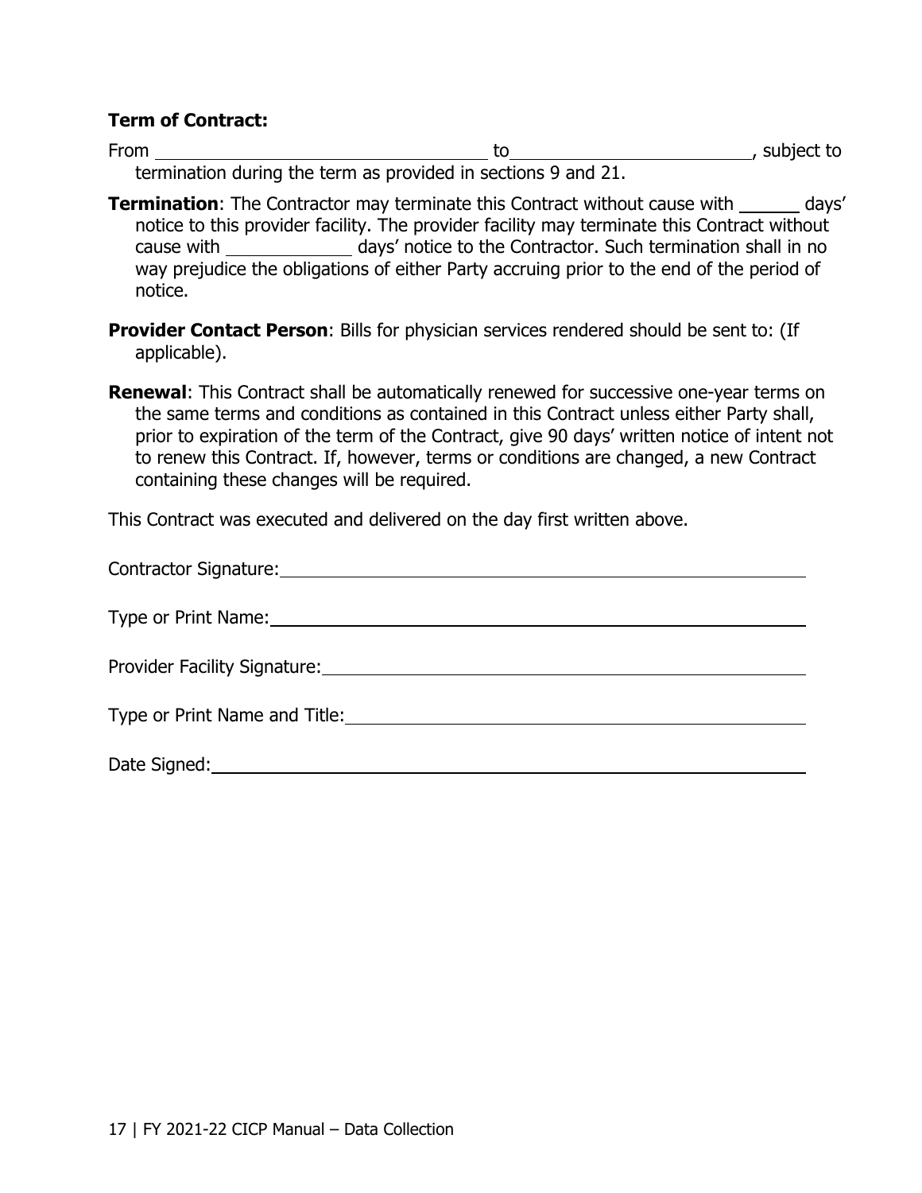**Term of Contract:**

From ________________________________ to ________________________, subject to termination during the term as provided in sections 9 and 21.

**Termination**: The Contractor may terminate this Contract without cause with ______ days' notice to this provider facility. The provider facility may terminate this Contract without cause with ____________ days' notice to the Contractor. Such termination shall in no way prejudice the obligations of either Party accruing prior to the end of the period of notice.

**Provider Contact Person**: Bills for physician services rendered should be sent to: (If applicable).

**Renewal**: This Contract shall be automatically renewed for successive one-year terms on the same terms and conditions as contained in this Contract unless either Party shall, prior to expiration of the term of the Contract, give 90 days' written notice of intent not to renew this Contract. If, however, terms or conditions are changed, a new Contract containing these changes will be required.

This Contract was executed and delivered on the day first written above.

Contractor Signature: ______________________________________________

Type or Print Name: ______________________________________________

Provider Facility Signature: __________________________________________

Type or Print Name and Title: ________________________________________

Date Signed: ____________________________________________________